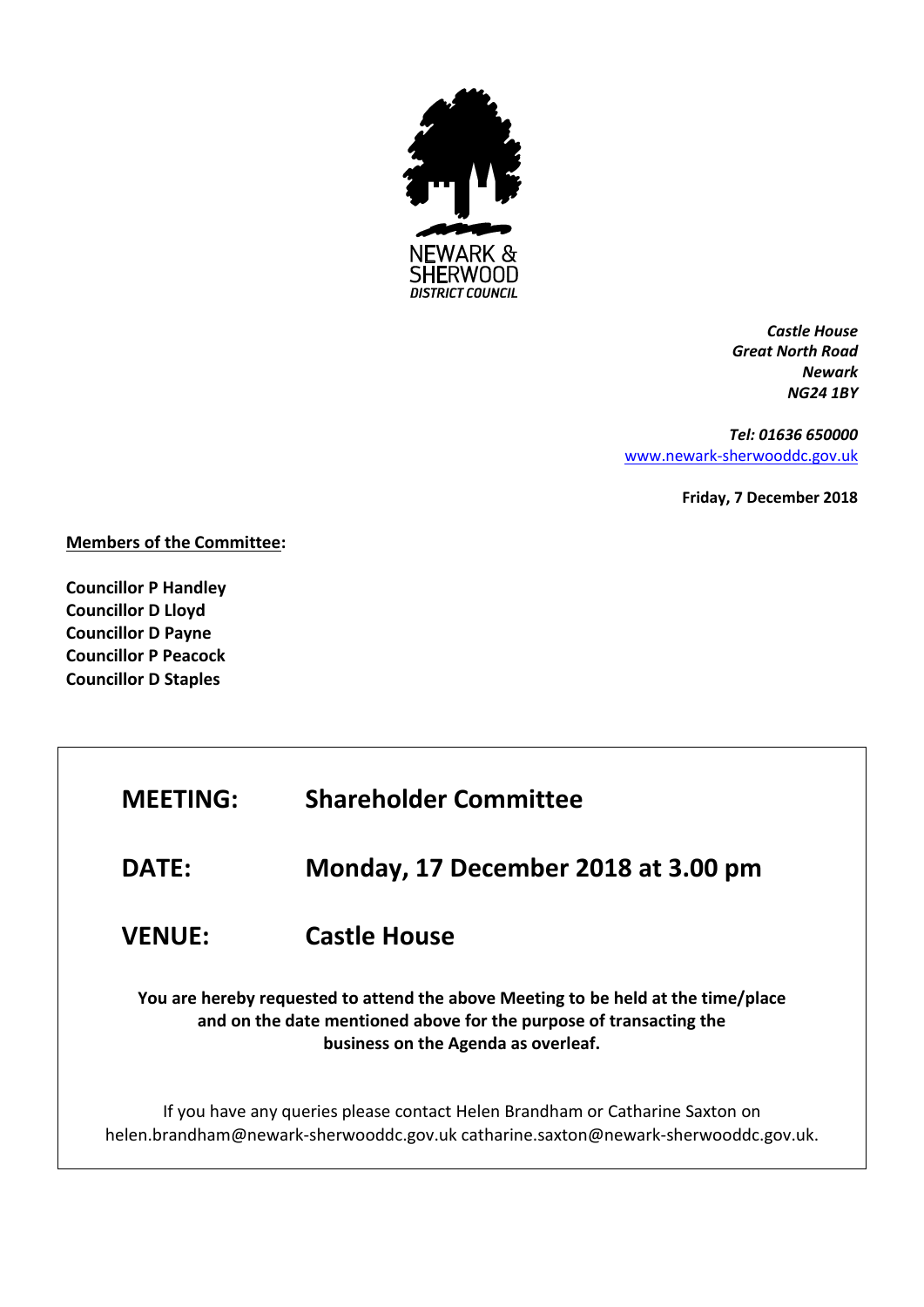NEWARK & SHERWOOD DISTRICT COUNCIL

*Castle House*
*Great North Road*
*Newark*
*NG24 1BY*

*Tel: 01636 650000*
www.newark-sherwooddc.gov.uk

**Friday, 7 December 2018**

**Members of the Committee:**

**Councillor P Handley**
**Councillor D Lloyd**
**Councillor D Payne**
**Councillor P Peacock**
**Councillor D Staples**

**MEETING:** **Shareholder Committee**

**DATE:** **Monday, 17 December 2018 at 3.00 pm**

**VENUE:** **Castle House**

**You are hereby requested to attend the above Meeting to be held at the time/place and on the date mentioned above for the purpose of transacting the business on the Agenda as overleaf.**

If you have any queries please contact Helen Brandham or Catharine Saxton on helen.brandham@newark-sherwooddc.gov.uk catharine.saxton@newark-sherwooddc.gov.uk.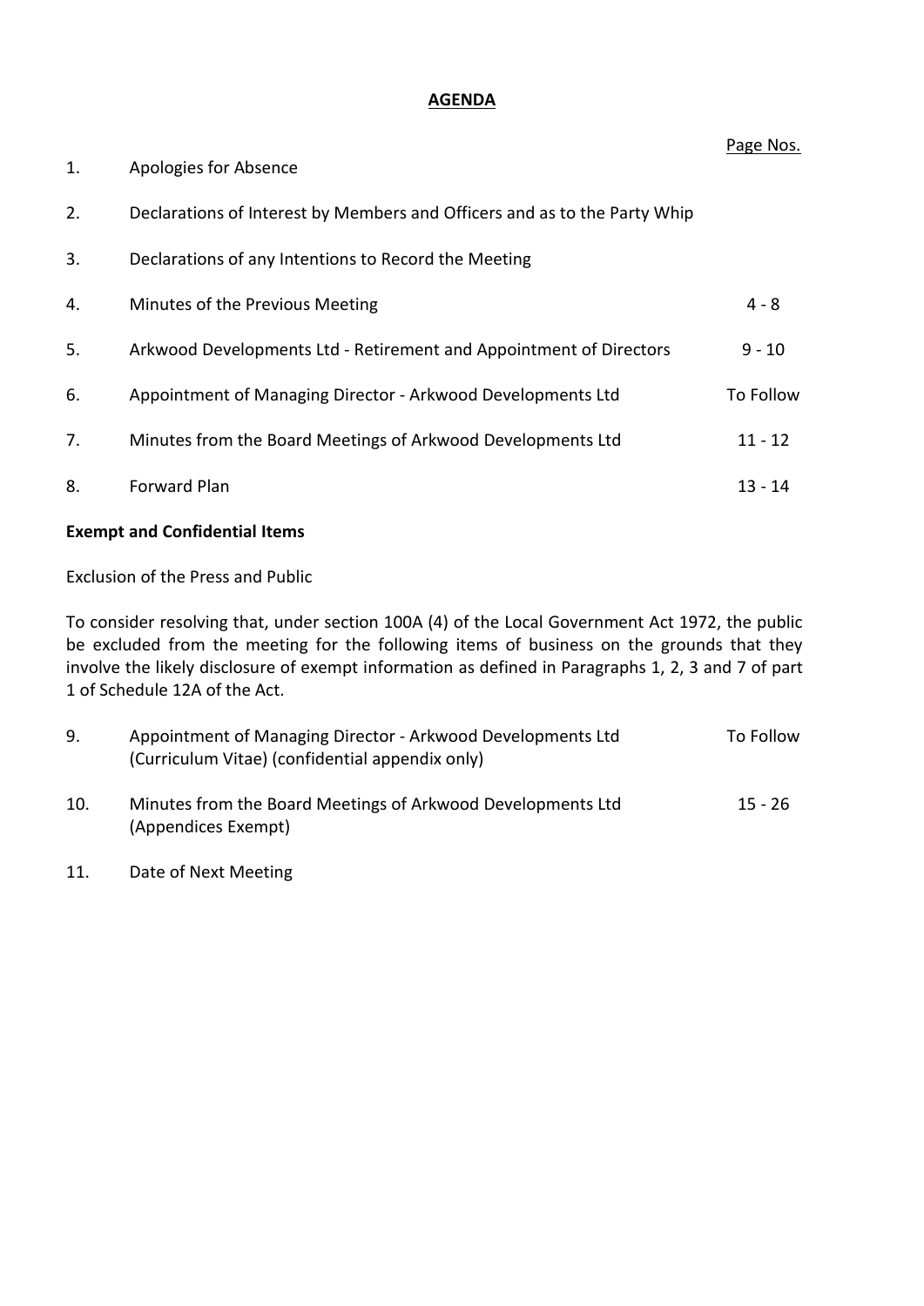# AGENDA

| | | Page Nos. |
|---|---|---|
| 1. | Apologies for Absence | |
| 2. | Declarations of Interest by Members and Officers and as to the Party Whip | |
| 3. | Declarations of any Intentions to Record the Meeting | |
| 4. | Minutes of the Previous Meeting | 4 - 8 |
| 5. | Arkwood Developments Ltd - Retirement and Appointment of Directors | 9 - 10 |
| 6. | Appointment of Managing Director - Arkwood Developments Ltd | To Follow |
| 7. | Minutes from the Board Meetings of Arkwood Developments Ltd | 11 - 12 |
| 8. | Forward Plan | 13 - 14 |

**Exempt and Confidential Items**

Exclusion of the Press and Public

To consider resolving that, under section 100A (4) of the Local Government Act 1972, the public be excluded from the meeting for the following items of business on the grounds that they involve the likely disclosure of exempt information as defined in Paragraphs 1, 2, 3 and 7 of part 1 of Schedule 12A of the Act.

| | | |
|---|---|---|
| 9. | Appointment of Managing Director - Arkwood Developments Ltd (Curriculum Vitae) (confidential appendix only) | To Follow |
| 10. | Minutes from the Board Meetings of Arkwood Developments Ltd (Appendices Exempt) | 15 - 26 |
| 11. | Date of Next Meeting | |